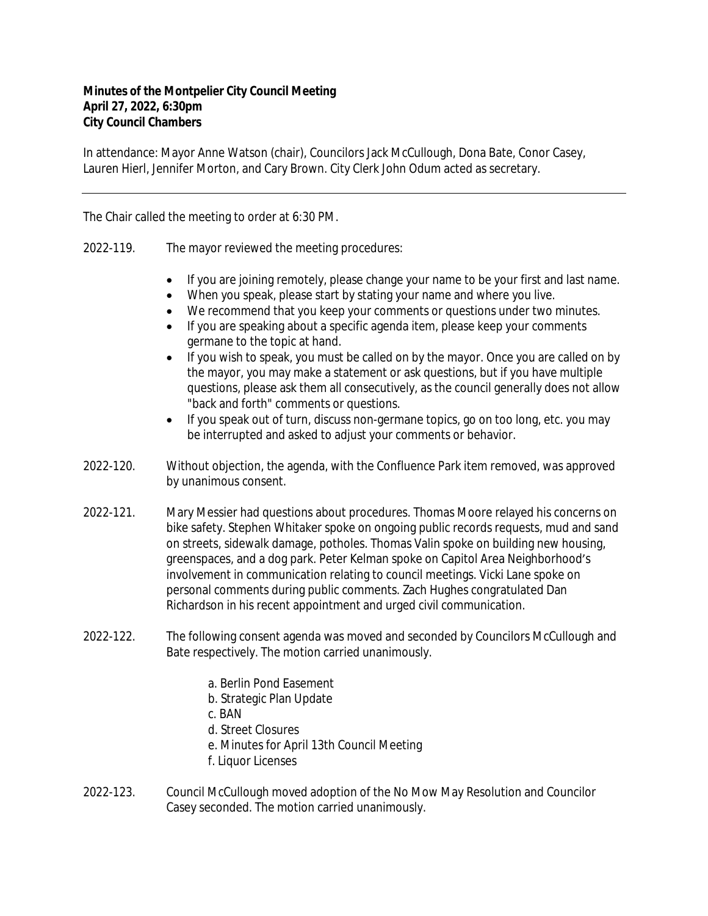**Minutes of the Montpelier City Council Meeting**
**April 27, 2022, 6:30pm**
**City Council Chambers**

In attendance: Mayor Anne Watson (chair), Councilors Jack McCullough, Dona Bate, Conor Casey, Lauren Hierl, Jennifer Morton, and Cary Brown. City Clerk John Odum acted as secretary.

---

The Chair called the meeting to order at 6:30 PM.

2022-119. The mayor reviewed the meeting procedures:

- If you are joining remotely, please change your name to be your first and last name.
- When you speak, please start by stating your name and where you live.
- We recommend that you keep your comments or questions under two minutes.
- If you are speaking about a specific agenda item, please keep your comments germane to the topic at hand.
- If you wish to speak, you must be called on by the mayor. Once you are called on by the mayor, you may make a statement or ask questions, but if you have multiple questions, please ask them all consecutively, as the council generally does not allow "back and forth" comments or questions.
- If you speak out of turn, discuss non-germane topics, go on too long, etc. you may be interrupted and asked to adjust your comments or behavior.

2022-120. Without objection, the agenda, with the Confluence Park item removed, was approved by unanimous consent.

2022-121. Mary Messier had questions about procedures. Thomas Moore relayed his concerns on bike safety. Stephen Whitaker spoke on ongoing public records requests, mud and sand on streets, sidewalk damage, potholes. Thomas Valin spoke on building new housing, greenspaces, and a dog park. Peter Kelman spoke on Capitol Area Neighborhood's involvement in communication relating to council meetings. Vicki Lane spoke on personal comments during public comments. Zach Hughes congratulated Dan Richardson in his recent appointment and urged civil communication.

2022-122. The following consent agenda was moved and seconded by Councilors McCullough and Bate respectively. The motion carried unanimously.

a. Berlin Pond Easement
b. Strategic Plan Update
c. BAN
d. Street Closures
e. Minutes for April 13th Council Meeting
f. Liquor Licenses

2022-123. Council McCullough moved adoption of the No Mow May Resolution and Councilor Casey seconded. The motion carried unanimously.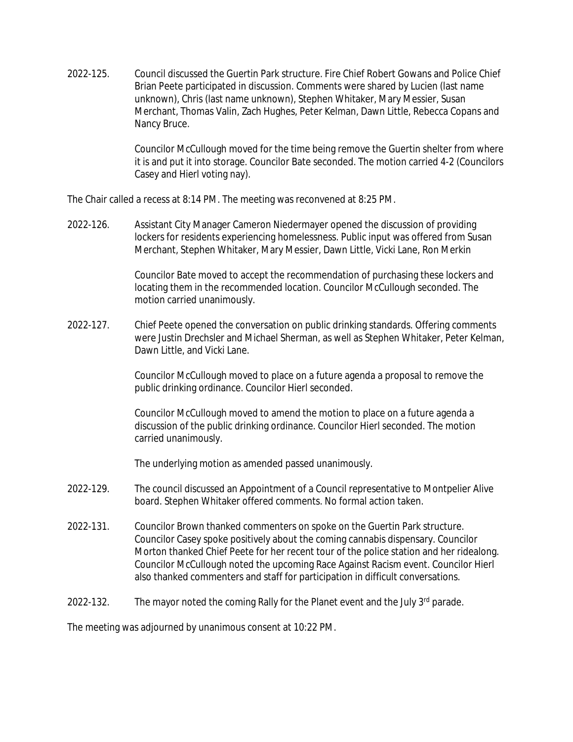2022-125. Council discussed the Guertin Park structure. Fire Chief Robert Gowans and Police Chief Brian Peete participated in discussion. Comments were shared by Lucien (last name unknown), Chris (last name unknown), Stephen Whitaker, Mary Messier, Susan Merchant, Thomas Valin, Zach Hughes, Peter Kelman, Dawn Little, Rebecca Copans and Nancy Bruce.

Councilor McCullough moved for the time being remove the Guertin shelter from where it is and put it into storage. Councilor Bate seconded. The motion carried 4-2 (Councilors Casey and Hierl voting nay).

The Chair called a recess at 8:14 PM. The meeting was reconvened at 8:25 PM.

2022-126. Assistant City Manager Cameron Niedermayer opened the discussion of providing lockers for residents experiencing homelessness. Public input was offered from Susan Merchant, Stephen Whitaker, Mary Messier, Dawn Little, Vicki Lane, Ron Merkin

Councilor Bate moved to accept the recommendation of purchasing these lockers and locating them in the recommended location. Councilor McCullough seconded. The motion carried unanimously.

2022-127. Chief Peete opened the conversation on public drinking standards. Offering comments were Justin Drechsler and Michael Sherman, as well as Stephen Whitaker, Peter Kelman, Dawn Little, and Vicki Lane.

Councilor McCullough moved to place on a future agenda a proposal to remove the public drinking ordinance. Councilor Hierl seconded.

Councilor McCullough moved to amend the motion to place on a future agenda a discussion of the public drinking ordinance. Councilor Hierl seconded. The motion carried unanimously.

The underlying motion as amended passed unanimously.

2022-129. The council discussed an Appointment of a Council representative to Montpelier Alive board. Stephen Whitaker offered comments. No formal action taken.

2022-131. Councilor Brown thanked commenters on spoke on the Guertin Park structure. Councilor Casey spoke positively about the coming cannabis dispensary. Councilor Morton thanked Chief Peete for her recent tour of the police station and her ridealong. Councilor McCullough noted the upcoming Race Against Racism event. Councilor Hierl also thanked commenters and staff for participation in difficult conversations.

2022-132. The mayor noted the coming Rally for the Planet event and the July 3rd parade.

The meeting was adjourned by unanimous consent at 10:22 PM.